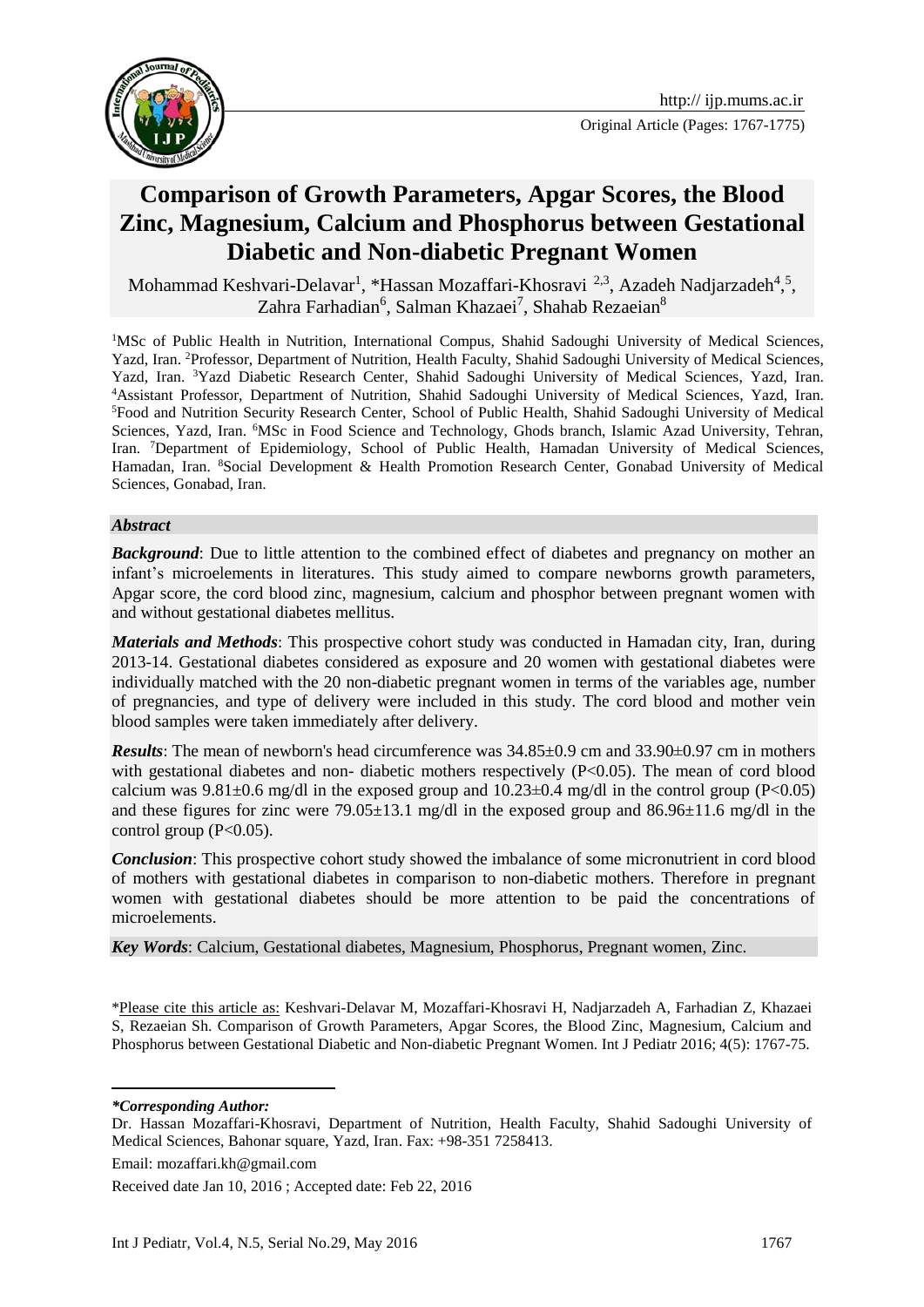# Comparison of Growth Parameters, Apgar Scores, the Blood Zinc, Magnesium, Calcium and Phosphorus between Gestational Diabetic and Non-diabetic Pregnant Women

Mohammad Keshvari-Delavar[1], *Hassan Mozaffari-Khosravi [2,3], Azadeh Nadjarzadeh[4,5], Zahra Farhadian[6], Salman Khazaei[7], Shahab Rezaeian[8]

[1]MSc of Public Health in Nutrition, International Compus, Shahid Sadoughi University of Medical Sciences, Yazd, Iran. [2]Professor, Department of Nutrition, Health Faculty, Shahid Sadoughi University of Medical Sciences, Yazd, Iran. [3]Yazd Diabetic Research Center, Shahid Sadoughi University of Medical Sciences, Yazd, Iran. [4]Assistant Professor, Department of Nutrition, Shahid Sadoughi University of Medical Sciences, Yazd, Iran. [5]Food and Nutrition Security Research Center, School of Public Health, Shahid Sadoughi University of Medical Sciences, Yazd, Iran. [6]MSc in Food Science and Technology, Ghods branch, Islamic Azad University, Tehran, Iran. [7]Department of Epidemiology, School of Public Health, Hamadan University of Medical Sciences, Hamadan, Iran. [8]Social Development & Health Promotion Research Center, Gonabad University of Medical Sciences, Gonabad, Iran.

***Abstract***

***Background***: Due to little attention to the combined effect of diabetes and pregnancy on mother an infant's microelements in literatures. This study aimed to compare newborns growth parameters, Apgar score, the cord blood zinc, magnesium, calcium and phosphor between pregnant women with and without gestational diabetes mellitus.

***Materials and Methods***: This prospective cohort study was conducted in Hamadan city, Iran, during 2013-14. Gestational diabetes considered as exposure and 20 women with gestational diabetes were individually matched with the 20 non-diabetic pregnant women in terms of the variables age, number of pregnancies, and type of delivery were included in this study. The cord blood and mother vein blood samples were taken immediately after delivery.

***Results***: The mean of newborn's head circumference was 34.85±0.9 cm and 33.90±0.97 cm in mothers with gestational diabetes and non- diabetic mothers respectively ($P<0.05$). The mean of cord blood calcium was 9.81±0.6 mg/dl in the exposed group and 10.23±0.4 mg/dl in the control group ($P<0.05$) and these figures for zinc were 79.05±13.1 mg/dl in the exposed group and 86.96±11.6 mg/dl in the control group ($P<0.05$).

***Conclusion***: This prospective cohort study showed the imbalance of some micronutrient in cord blood of mothers with gestational diabetes in comparison to non-diabetic mothers. Therefore in pregnant women with gestational diabetes should be more attention to be paid the concentrations of microelements.

***Key Words***: Calcium, Gestational diabetes, Magnesium, Phosphorus, Pregnant women, Zinc.

*Please cite this article as: Keshvari-Delavar M, Mozaffari-Khosravi H, Nadjarzadeh A, Farhadian Z, Khazaei S, Rezaeian Sh. Comparison of Growth Parameters, Apgar Scores, the Blood Zinc, Magnesium, Calcium and Phosphorus between Gestational Diabetic and Non-diabetic Pregnant Women. Int J Pediatr 2016; 4(5): 1767-75.

***\*Corresponding Author:***

Dr. Hassan Mozaffari-Khosravi, Department of Nutrition, Health Faculty, Shahid Sadoughi University of Medical Sciences, Bahonar square, Yazd, Iran. Fax: +98-351 7258413.

Email: mozaffari.kh@gmail.com

Received date Jan 10, 2016 ; Accepted date: Feb 22, 2016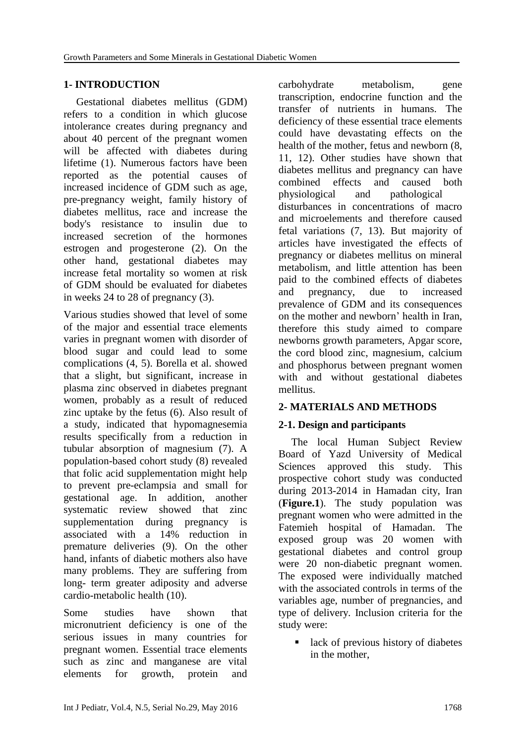## 1- INTRODUCTION

Gestational diabetes mellitus (GDM) refers to a condition in which glucose intolerance creates during pregnancy and about 40 percent of the pregnant women will be affected with diabetes during lifetime (1). Numerous factors have been reported as the potential causes of increased incidence of GDM such as age, pre-pregnancy weight, family history of diabetes mellitus, race and increase the body's resistance to insulin due to increased secretion of the hormones estrogen and progesterone (2). On the other hand, gestational diabetes may increase fetal mortality so women at risk of GDM should be evaluated for diabetes in weeks 24 to 28 of pregnancy (3).

Various studies showed that level of some of the major and essential trace elements varies in pregnant women with disorder of blood sugar and could lead to some complications (4, 5). Borella et al. showed that a slight, but significant, increase in plasma zinc observed in diabetes pregnant women, probably as a result of reduced zinc uptake by the fetus (6). Also result of a study, indicated that hypomagnesemia results specifically from a reduction in tubular absorption of magnesium (7). A population-based cohort study (8) revealed that folic acid supplementation might help to prevent pre-eclampsia and small for gestational age. In addition, another systematic review showed that zinc supplementation during pregnancy is associated with a 14% reduction in premature deliveries (9). On the other hand, infants of diabetic mothers also have many problems. They are suffering from long- term greater adiposity and adverse cardio-metabolic health (10).

Some studies have shown that micronutrient deficiency is one of the serious issues in many countries for pregnant women. Essential trace elements such as zinc and manganese are vital elements for growth, protein and carbohydrate metabolism, gene transcription, endocrine function and the transfer of nutrients in humans. The deficiency of these essential trace elements could have devastating effects on the health of the mother, fetus and newborn (8, 11, 12). Other studies have shown that diabetes mellitus and pregnancy can have combined effects and caused both physiological and pathological disturbances in concentrations of macro and microelements and therefore caused fetal variations (7, 13). But majority of articles have investigated the effects of pregnancy or diabetes mellitus on mineral metabolism, and little attention has been paid to the combined effects of diabetes and pregnancy, due to increased prevalence of GDM and its consequences on the mother and newborn' health in Iran, therefore this study aimed to compare newborns growth parameters, Apgar score, the cord blood zinc, magnesium, calcium and phosphorus between pregnant women with and without gestational diabetes mellitus.

## 2- MATERIALS AND METHODS

### 2-1. Design and participants

The local Human Subject Review Board of Yazd University of Medical Sciences approved this study. This prospective cohort study was conducted during 2013-2014 in Hamadan city, Iran (**Figure.1**). The study population was pregnant women who were admitted in the Fatemieh hospital of Hamadan. The exposed group was 20 women with gestational diabetes and control group were 20 non-diabetic pregnant women. The exposed were individually matched with the associated controls in terms of the variables age, number of pregnancies, and type of delivery. Inclusion criteria for the study were:

- lack of previous history of diabetes in the mother,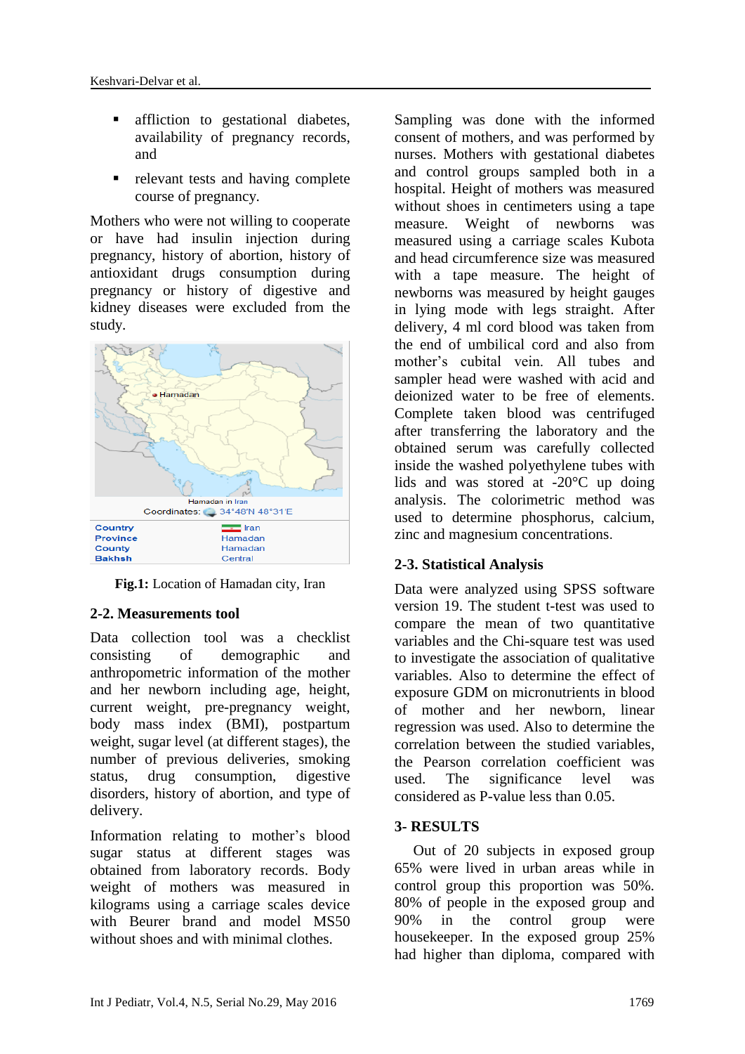- affliction to gestational diabetes, availability of pregnancy records, and
- relevant tests and having complete course of pregnancy.

Mothers who were not willing to cooperate or have had insulin injection during pregnancy, history of abortion, history of antioxidant drugs consumption during pregnancy or history of digestive and kidney diseases were excluded from the study.

**Fig.1:** Location of Hamadan city, Iran

## 2-2. Measurements tool

Data collection tool was a checklist consisting of demographic and anthropometric information of the mother and her newborn including age, height, current weight, pre-pregnancy weight, body mass index (BMI), postpartum weight, sugar level (at different stages), the number of previous deliveries, smoking status, drug consumption, digestive disorders, history of abortion, and type of delivery.

Information relating to mother's blood sugar status at different stages was obtained from laboratory records. Body weight of mothers was measured in kilograms using a carriage scales device with Beurer brand and model MS50 without shoes and with minimal clothes.

Sampling was done with the informed consent of mothers, and was performed by nurses. Mothers with gestational diabetes and control groups sampled both in a hospital. Height of mothers was measured without shoes in centimeters using a tape measure. Weight of newborns was measured using a carriage scales Kubota and head circumference size was measured with a tape measure. The height of newborns was measured by height gauges in lying mode with legs straight. After delivery, 4 ml cord blood was taken from the end of umbilical cord and also from mother's cubital vein. All tubes and sampler head were washed with acid and deionized water to be free of elements. Complete taken blood was centrifuged after transferring the laboratory and the obtained serum was carefully collected inside the washed polyethylene tubes with lids and was stored at -20°C up doing analysis. The colorimetric method was used to determine phosphorus, calcium, zinc and magnesium concentrations.

## 2-3. Statistical Analysis

Data were analyzed using SPSS software version 19. The student t-test was used to compare the mean of two quantitative variables and the Chi-square test was used to investigate the association of qualitative variables. Also to determine the effect of exposure GDM on micronutrients in blood of mother and her newborn, linear regression was used. Also to determine the correlation between the studied variables, the Pearson correlation coefficient was used. The significance level was considered as P-value less than 0.05.

# 3- RESULTS

Out of 20 subjects in exposed group 65% were lived in urban areas while in control group this proportion was 50%. 80% of people in the exposed group and 90% in the control group were housekeeper. In the exposed group 25% had higher than diploma, compared with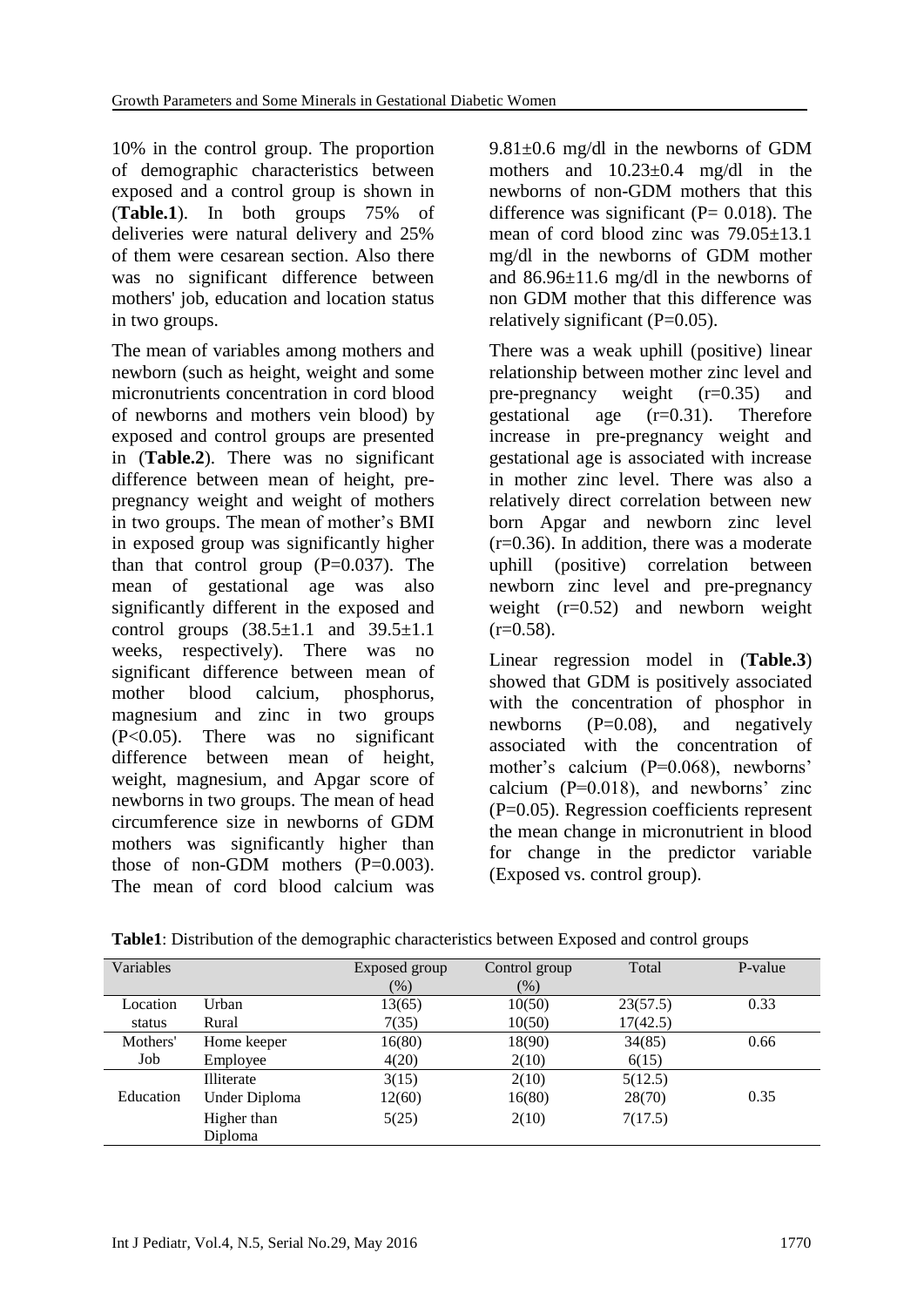10% in the control group. The proportion of demographic characteristics between exposed and a control group is shown in (**Table.1**). In both groups 75% of deliveries were natural delivery and 25% of them were cesarean section. Also there was no significant difference between mothers' job, education and location status in two groups.

The mean of variables among mothers and newborn (such as height, weight and some micronutrients concentration in cord blood of newborns and mothers vein blood) by exposed and control groups are presented in (**Table.2**). There was no significant difference between mean of height, pre-pregnancy weight and weight of mothers in two groups. The mean of mother's BMI in exposed group was significantly higher than that control group (P=0.037). The mean of gestational age was also significantly different in the exposed and control groups (38.5±1.1 and 39.5±1.1 weeks, respectively). There was no significant difference between mean of mother blood calcium, phosphorus, magnesium and zinc in two groups (P<0.05). There was no significant difference between mean of height, weight, magnesium, and Apgar score of newborns in two groups. The mean of head circumference size in newborns of GDM mothers was significantly higher than those of non-GDM mothers (P=0.003). The mean of cord blood calcium was 9.81±0.6 mg/dl in the newborns of GDM mothers and 10.23±0.4 mg/dl in the newborns of non-GDM mothers that this difference was significant (P= 0.018). The mean of cord blood zinc was 79.05±13.1 mg/dl in the newborns of GDM mother and 86.96±11.6 mg/dl in the newborns of non GDM mother that this difference was relatively significant (P=0.05).

There was a weak uphill (positive) linear relationship between mother zinc level and pre-pregnancy weight (r=0.35) and gestational age (r=0.31). Therefore increase in pre-pregnancy weight and gestational age is associated with increase in mother zinc level. There was also a relatively direct correlation between new born Apgar and newborn zinc level (r=0.36). In addition, there was a moderate uphill (positive) correlation between newborn zinc level and pre-pregnancy weight (r=0.52) and newborn weight (r=0.58).

Linear regression model in (**Table.3**) showed that GDM is positively associated with the concentration of phosphor in newborns (P=0.08), and negatively associated with the concentration of mother's calcium (P=0.068), newborns' calcium (P=0.018), and newborns' zinc (P=0.05). Regression coefficients represent the mean change in micronutrient in blood for change in the predictor variable (Exposed vs. control group).

**Table1**: Distribution of the demographic characteristics between Exposed and control groups

| Variables | | Exposed group (%) | Control group (%) | Total | P-value |
|---|---|---|---|---|---|
| Location status | Urban | 13(65) | 10(50) | 23(57.5) | 0.33 |
| | Rural | 7(35) | 10(50) | 17(42.5) | |
| Mothers' Job | Home keeper | 16(80) | 18(90) | 34(85) | 0.66 |
| | Employee | 4(20) | 2(10) | 6(15) | |
| Education | Illiterate | 3(15) | 2(10) | 5(12.5) | 0.35 |
| | Under Diploma | 12(60) | 16(80) | 28(70) | |
| | Higher than Diploma | 5(25) | 2(10) | 7(17.5) | |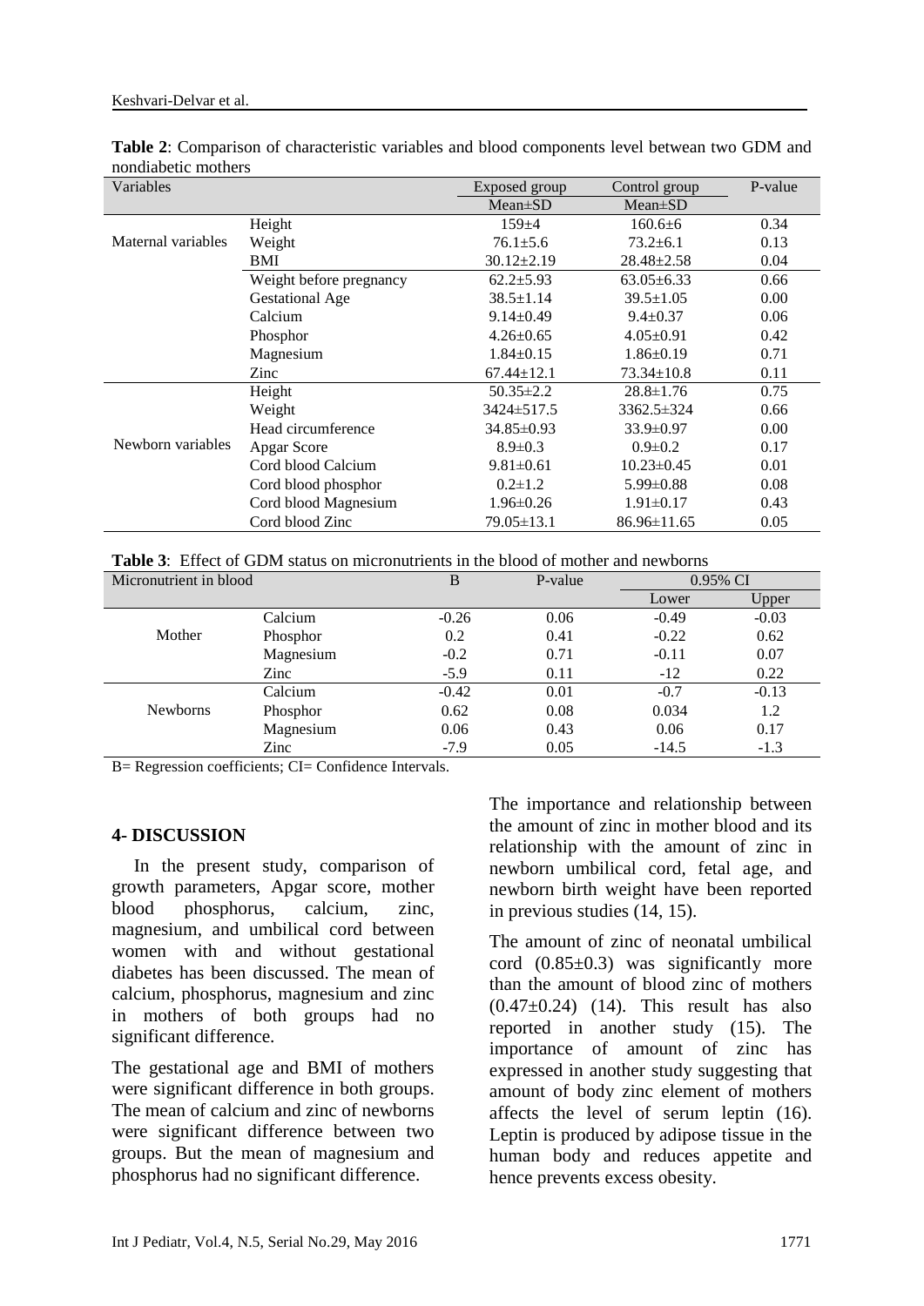**Table 2**: Comparison of characteristic variables and blood components level between two GDM and nondiabetic mothers

| Variables | | Exposed group Mean±SD | Control group Mean±SD | P-value |
|---|---|---|---|---|
| Maternal variables | Height | 159±4 | 160.6±6 | 0.34 |
| | Weight | 76.1±5.6 | 73.2±6.1 | 0.13 |
| | BMI | 30.12±2.19 | 28.48±2.58 | 0.04 |
| | Weight before pregnancy | 62.2±5.93 | 63.05±6.33 | 0.66 |
| | Gestational Age | 38.5±1.14 | 39.5±1.05 | 0.00 |
| | Calcium | 9.14±0.49 | 9.4±0.37 | 0.06 |
| | Phosphor | 4.26±0.65 | 4.05±0.91 | 0.42 |
| | Magnesium | 1.84±0.15 | 1.86±0.19 | 0.71 |
| | Zinc | 67.44±12.1 | 73.34±10.8 | 0.11 |
| Newborn variables | Height | 50.35±2.2 | 28.8±1.76 | 0.75 |
| | Weight | 3424±517.5 | 3362.5±324 | 0.66 |
| | Head circumference | 34.85±0.93 | 33.9±0.97 | 0.00 |
| | Apgar Score | 8.9±0.3 | 0.9±0.2 | 0.17 |
| | Cord blood Calcium | 9.81±0.61 | 10.23±0.45 | 0.01 |
| | Cord blood phosphor | 0.2±1.2 | 5.99±0.88 | 0.08 |
| | Cord blood Magnesium | 1.96±0.26 | 1.91±0.17 | 0.43 |
| | Cord blood Zinc | 79.05±13.1 | 86.96±11.65 | 0.05 |

**Table 3**: Effect of GDM status on micronutrients in the blood of mother and newborns

| Micronutrient in blood | | B | P-value | 0.95% CI | |
|---|---|---|---|---|---|
| | | | | Lower | Upper |
| Mother | Calcium | -0.26 | 0.06 | -0.49 | -0.03 |
| | Phosphor | 0.2 | 0.41 | -0.22 | 0.62 |
| | Magnesium | -0.2 | 0.71 | -0.11 | 0.07 |
| | Zinc | -5.9 | 0.11 | -12 | 0.22 |
| Newborns | Calcium | -0.42 | 0.01 | -0.7 | -0.13 |
| | Phosphor | 0.62 | 0.08 | 0.034 | 1.2 |
| | Magnesium | 0.06 | 0.43 | 0.06 | 0.17 |
| | Zinc | -7.9 | 0.05 | -14.5 | -1.3 |

B= Regression coefficients; CI= Confidence Intervals.

## 4- DISCUSSION

In the present study, comparison of growth parameters, Apgar score, mother blood phosphorus, calcium, zinc, magnesium, and umbilical cord between women with and without gestational diabetes has been discussed. The mean of calcium, phosphorus, magnesium and zinc in mothers of both groups had no significant difference.

The gestational age and BMI of mothers were significant difference in both groups. The mean of calcium and zinc of newborns were significant difference between two groups. But the mean of magnesium and phosphorus had no significant difference.

The importance and relationship between the amount of zinc in mother blood and its relationship with the amount of zinc in newborn umbilical cord, fetal age, and newborn birth weight have been reported in previous studies (14, 15).

The amount of zinc of neonatal umbilical cord (0.85±0.3) was significantly more than the amount of blood zinc of mothers (0.47±0.24) (14). This result has also reported in another study (15). The importance of amount of zinc has expressed in another study suggesting that amount of body zinc element of mothers affects the level of serum leptin (16). Leptin is produced by adipose tissue in the human body and reduces appetite and hence prevents excess obesity.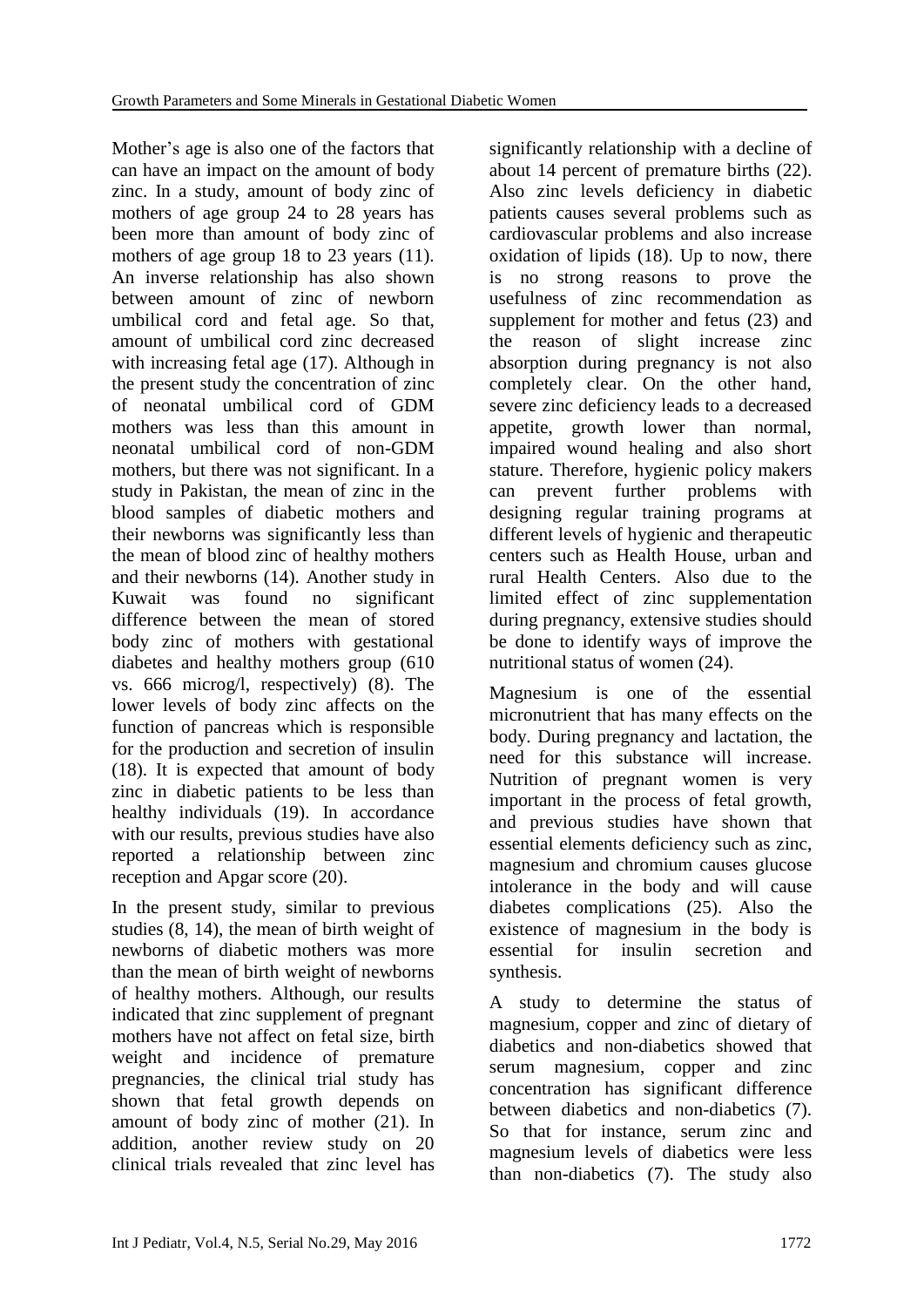Mother's age is also one of the factors that can have an impact on the amount of body zinc. In a study, amount of body zinc of mothers of age group 24 to 28 years has been more than amount of body zinc of mothers of age group 18 to 23 years (11). An inverse relationship has also shown between amount of zinc of newborn umbilical cord and fetal age. So that, amount of umbilical cord zinc decreased with increasing fetal age (17). Although in the present study the concentration of zinc of neonatal umbilical cord of GDM mothers was less than this amount in neonatal umbilical cord of non-GDM mothers, but there was not significant. In a study in Pakistan, the mean of zinc in the blood samples of diabetic mothers and their newborns was significantly less than the mean of blood zinc of healthy mothers and their newborns (14). Another study in Kuwait was found no significant difference between the mean of stored body zinc of mothers with gestational diabetes and healthy mothers group (610 vs. 666 microg/l, respectively) (8). The lower levels of body zinc affects on the function of pancreas which is responsible for the production and secretion of insulin (18). It is expected that amount of body zinc in diabetic patients to be less than healthy individuals (19). In accordance with our results, previous studies have also reported a relationship between zinc reception and Apgar score (20).

In the present study, similar to previous studies (8, 14), the mean of birth weight of newborns of diabetic mothers was more than the mean of birth weight of newborns of healthy mothers. Although, our results indicated that zinc supplement of pregnant mothers have not affect on fetal size, birth weight and incidence of premature pregnancies, the clinical trial study has shown that fetal growth depends on amount of body zinc of mother (21). In addition, another review study on 20 clinical trials revealed that zinc level has significantly relationship with a decline of about 14 percent of premature births (22). Also zinc levels deficiency in diabetic patients causes several problems such as cardiovascular problems and also increase oxidation of lipids (18). Up to now, there is no strong reasons to prove the usefulness of zinc recommendation as supplement for mother and fetus (23) and the reason of slight increase zinc absorption during pregnancy is not also completely clear. On the other hand, severe zinc deficiency leads to a decreased appetite, growth lower than normal, impaired wound healing and also short stature. Therefore, hygienic policy makers can prevent further problems with designing regular training programs at different levels of hygienic and therapeutic centers such as Health House, urban and rural Health Centers. Also due to the limited effect of zinc supplementation during pregnancy, extensive studies should be done to identify ways of improve the nutritional status of women (24).

Magnesium is one of the essential micronutrient that has many effects on the body. During pregnancy and lactation, the need for this substance will increase. Nutrition of pregnant women is very important in the process of fetal growth, and previous studies have shown that essential elements deficiency such as zinc, magnesium and chromium causes glucose intolerance in the body and will cause diabetes complications (25). Also the existence of magnesium in the body is essential for insulin secretion and synthesis.

A study to determine the status of magnesium, copper and zinc of dietary of diabetics and non-diabetics showed that serum magnesium, copper and zinc concentration has significant difference between diabetics and non-diabetics (7). So that for instance, serum zinc and magnesium levels of diabetics were less than non-diabetics (7). The study also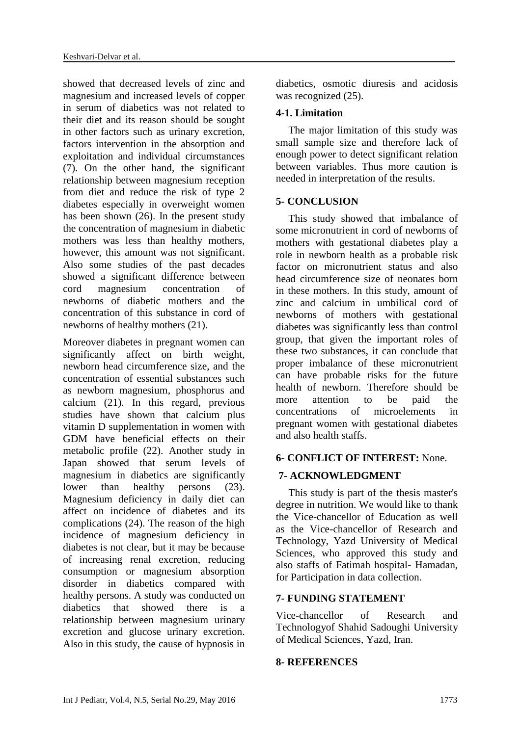showed that decreased levels of zinc and magnesium and increased levels of copper in serum of diabetics was not related to their diet and its reason should be sought in other factors such as urinary excretion, factors intervention in the absorption and exploitation and individual circumstances (7). On the other hand, the significant relationship between magnesium reception from diet and reduce the risk of type 2 diabetes especially in overweight women has been shown (26). In the present study the concentration of magnesium in diabetic mothers was less than healthy mothers, however, this amount was not significant. Also some studies of the past decades showed a significant difference between cord magnesium concentration of newborns of diabetic mothers and the concentration of this substance in cord of newborns of healthy mothers (21).

Moreover diabetes in pregnant women can significantly affect on birth weight, newborn head circumference size, and the concentration of essential substances such as newborn magnesium, phosphorus and calcium (21). In this regard, previous studies have shown that calcium plus vitamin D supplementation in women with GDM have beneficial effects on their metabolic profile (22). Another study in Japan showed that serum levels of magnesium in diabetics are significantly lower than healthy persons (23). Magnesium deficiency in daily diet can affect on incidence of diabetes and its complications (24). The reason of the high incidence of magnesium deficiency in diabetes is not clear, but it may be because of increasing renal excretion, reducing consumption or magnesium absorption disorder in diabetics compared with healthy persons. A study was conducted on diabetics that showed there is a relationship between magnesium urinary excretion and glucose urinary excretion. Also in this study, the cause of hypnosis in diabetics, osmotic diuresis and acidosis was recognized (25).

## 4-1. Limitation

The major limitation of this study was small sample size and therefore lack of enough power to detect significant relation between variables. Thus more caution is needed in interpretation of the results.

## 5- CONCLUSION

This study showed that imbalance of some micronutrient in cord of newborns of mothers with gestational diabetes play a role in newborn health as a probable risk factor on micronutrient status and also head circumference size of neonates born in these mothers. In this study, amount of zinc and calcium in umbilical cord of newborns of mothers with gestational diabetes was significantly less than control group, that given the important roles of these two substances, it can conclude that proper imbalance of these micronutrient can have probable risks for the future health of newborn. Therefore should be more attention to be paid the concentrations of microelements in pregnant women with gestational diabetes and also health staffs.

## 6- CONFLICT OF INTEREST: None.

## 7- ACKNOWLEDGMENT

This study is part of the thesis master's degree in nutrition. We would like to thank the Vice-chancellor of Education as well as the Vice-chancellor of Research and Technology, Yazd University of Medical Sciences, who approved this study and also staffs of Fatimah hospital- Hamadan, for Participation in data collection.

## 7- FUNDING STATEMENT

Vice-chancellor of Research and Technologyof Shahid Sadoughi University of Medical Sciences, Yazd, Iran.

## 8- REFERENCES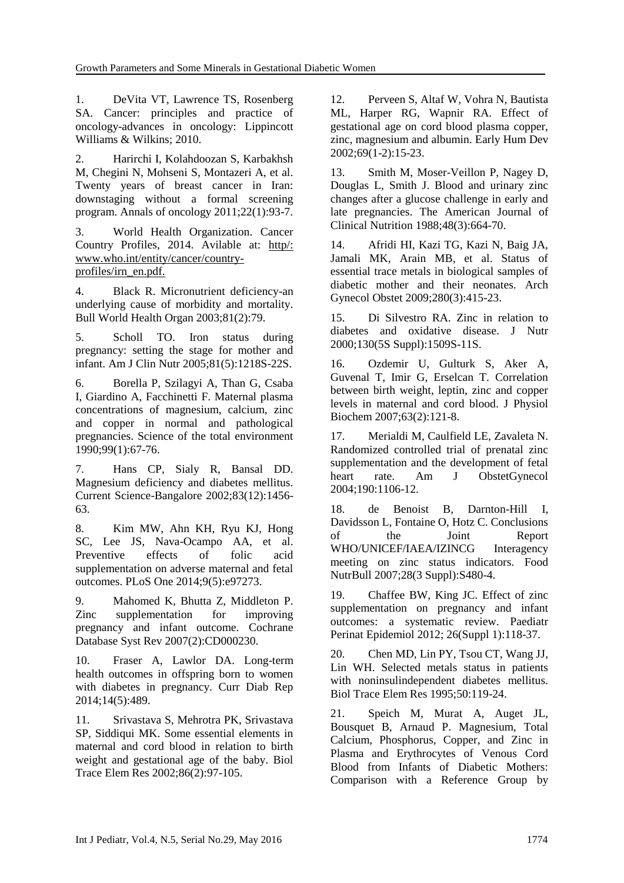1. DeVita VT, Lawrence TS, Rosenberg SA. Cancer: principles and practice of oncology-advances in oncology: Lippincott Williams & Wilkins; 2010.

2. Harirchi I, Kolahdoozan S, Karbakhsh M, Chegini N, Mohseni S, Montazeri A, et al. Twenty years of breast cancer in Iran: downstaging without a formal screening program. Annals of oncology 2011;22(1):93-7.

3. World Health Organization. Cancer Country Profiles, 2014. Avilable at: http/: www.who.int/entity/cancer/country-profiles/irn_en.pdf.

4. Black R. Micronutrient deficiency-an underlying cause of morbidity and mortality. Bull World Health Organ 2003;81(2):79.

5. Scholl TO. Iron status during pregnancy: setting the stage for mother and infant. Am J Clin Nutr 2005;81(5):1218S-22S.

6. Borella P, Szilagyi A, Than G, Csaba I, Giardino A, Facchinetti F. Maternal plasma concentrations of magnesium, calcium, zinc and copper in normal and pathological pregnancies. Science of the total environment 1990;99(1):67-76.

7. Hans CP, Sialy R, Bansal DD. Magnesium deficiency and diabetes mellitus. Current Science-Bangalore 2002;83(12):1456-63.

8. Kim MW, Ahn KH, Ryu KJ, Hong SC, Lee JS, Nava-Ocampo AA, et al. Preventive effects of folic acid supplementation on adverse maternal and fetal outcomes. PLoS One 2014;9(5):e97273.

9. Mahomed K, Bhutta Z, Middleton P. Zinc supplementation for improving pregnancy and infant outcome. Cochrane Database Syst Rev 2007(2):CD000230.

10. Fraser A, Lawlor DA. Long-term health outcomes in offspring born to women with diabetes in pregnancy. Curr Diab Rep 2014;14(5):489.

11. Srivastava S, Mehrotra PK, Srivastava SP, Siddiqui MK. Some essential elements in maternal and cord blood in relation to birth weight and gestational age of the baby. Biol Trace Elem Res 2002;86(2):97-105.

12. Perveen S, Altaf W, Vohra N, Bautista ML, Harper RG, Wapnir RA. Effect of gestational age on cord blood plasma copper, zinc, magnesium and albumin. Early Hum Dev 2002;69(1-2):15-23.

13. Smith M, Moser-Veillon P, Nagey D, Douglas L, Smith J. Blood and urinary zinc changes after a glucose challenge in early and late pregnancies. The American Journal of Clinical Nutrition 1988;48(3):664-70.

14. Afridi HI, Kazi TG, Kazi N, Baig JA, Jamali MK, Arain MB, et al. Status of essential trace metals in biological samples of diabetic mother and their neonates. Arch Gynecol Obstet 2009;280(3):415-23.

15. Di Silvestro RA. Zinc in relation to diabetes and oxidative disease. J Nutr 2000;130(5S Suppl):1509S-11S.

16. Ozdemir U, Gulturk S, Aker A, Guvenal T, Imir G, Erselcan T. Correlation between birth weight, leptin, zinc and copper levels in maternal and cord blood. J Physiol Biochem 2007;63(2):121-8.

17. Merialdi M, Caulfield LE, Zavaleta N. Randomized controlled trial of prenatal zinc supplementation and the development of fetal heart rate. Am J ObstetGynecol 2004;190:1106-12.

18. de Benoist B, Darnton-Hill I, Davidsson L, Fontaine O, Hotz C. Conclusions of the Joint Report WHO/UNICEF/IAEA/IZINCG Interagency meeting on zinc status indicators. Food NutrBull 2007;28(3 Suppl):S480-4.

19. Chaffee BW, King JC. Effect of zinc supplementation on pregnancy and infant outcomes: a systematic review. Paediatr Perinat Epidemiol 2012; 26(Suppl 1):118-37.

20. Chen MD, Lin PY, Tsou CT, Wang JJ, Lin WH. Selected metals status in patients with noninsulindependent diabetes mellitus. Biol Trace Elem Res 1995;50:119-24.

21. Speich M, Murat A, Auget JL, Bousquet B, Arnaud P. Magnesium, Total Calcium, Phosphorus, Copper, and Zinc in Plasma and Erythrocytes of Venous Cord Blood from Infants of Diabetic Mothers: Comparison with a Reference Group by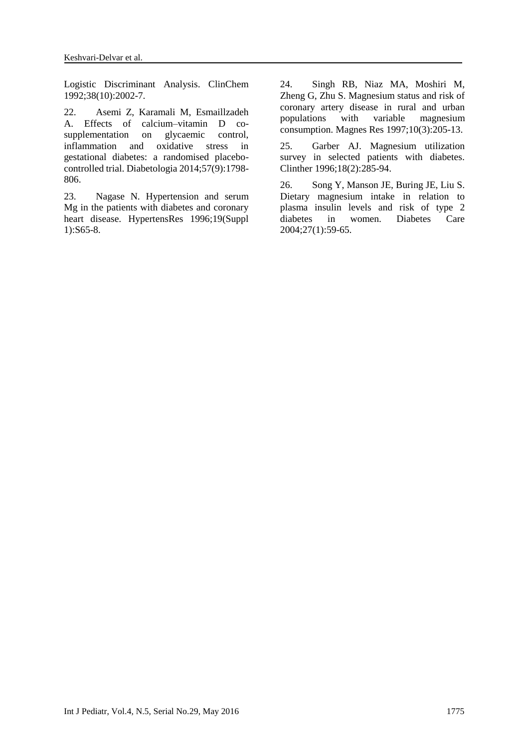Logistic Discriminant Analysis. ClinChem 1992;38(10):2002-7.

22. Asemi Z, Karamali M, Esmaillzadeh A. Effects of calcium–vitamin D co-supplementation on glycaemic control, inflammation and oxidative stress in gestational diabetes: a randomised placebo-controlled trial. Diabetologia 2014;57(9):1798-806.

23. Nagase N. Hypertension and serum Mg in the patients with diabetes and coronary heart disease. HypertensRes 1996;19(Suppl 1):S65-8.

24. Singh RB, Niaz MA, Moshiri M, Zheng G, Zhu S. Magnesium status and risk of coronary artery disease in rural and urban populations with variable magnesium consumption. Magnes Res 1997;10(3):205-13.

25. Garber AJ. Magnesium utilization survey in selected patients with diabetes. Clinther 1996;18(2):285-94.

26. Song Y, Manson JE, Buring JE, Liu S. Dietary magnesium intake in relation to plasma insulin levels and risk of type 2 diabetes in women. Diabetes Care 2004;27(1):59-65.